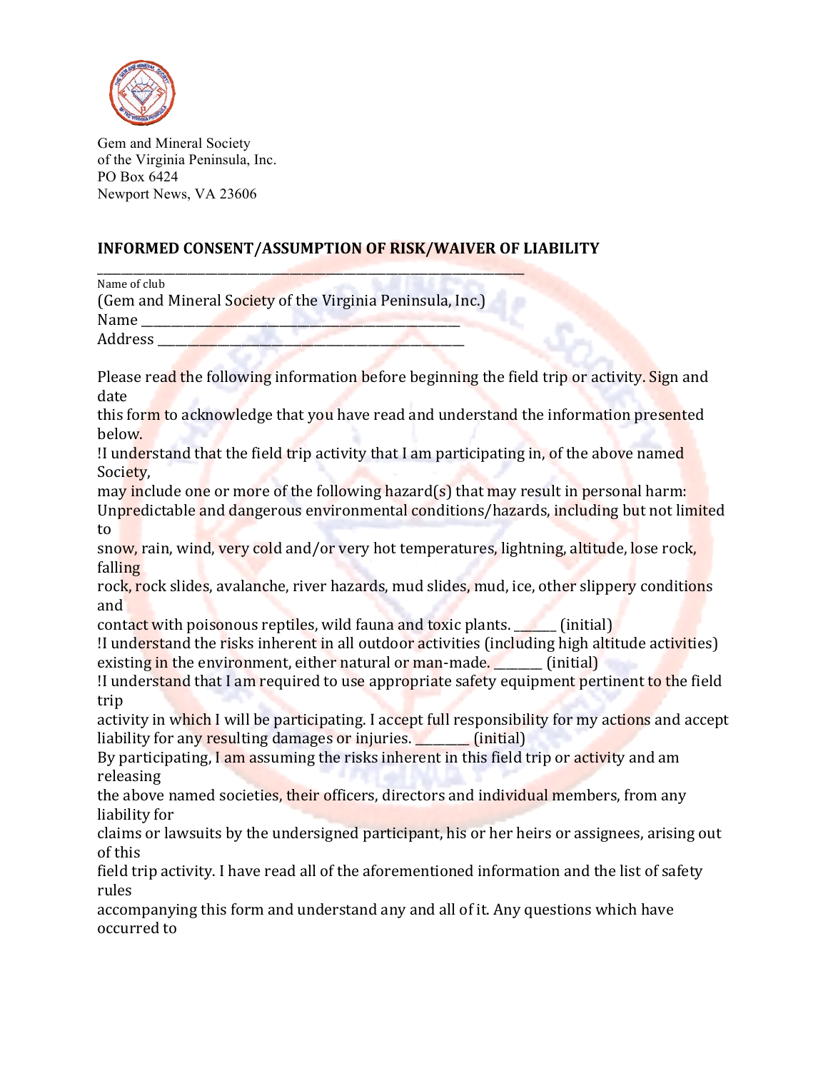Gem and Mineral Society
of the Virginia Peninsula, Inc.
PO Box 6424
Newport News, VA 23606

**INFORMED CONSENT/ASSUMPTION OF RISK/WAIVER OF LIABILITY**

______________________________________________________________

Name of club
(Gem and Mineral Society of the Virginia Peninsula, Inc.)
Name ___________________________________________
Address _________________________________________

Please read the following information before beginning the field trip or activity. Sign and date this form to acknowledge that you have read and understand the information presented below.

!I understand that the field trip activity that I am participating in, of the above named Society, may include one or more of the following hazard(s) that may result in personal harm: Unpredictable and dangerous environmental conditions/hazards, including but not limited to snow, rain, wind, very cold and/or very hot temperatures, lightning, altitude, lose rock, falling rock, rock slides, avalanche, river hazards, mud slides, mud, ice, other slippery conditions and contact with poisonous reptiles, wild fauna and toxic plants. ______ (initial)

!I understand the risks inherent in all outdoor activities (including high altitude activities) existing in the environment, either natural or man-made. _______ (initial)

!I understand that I am required to use appropriate safety equipment pertinent to the field trip activity in which I will be participating. I accept full responsibility for my actions and accept liability for any resulting damages or injuries. ________ (initial)

By participating, I am assuming the risks inherent in this field trip or activity and am releasing the above named societies, their officers, directors and individual members, from any liability for claims or lawsuits by the undersigned participant, his or her heirs or assignees, arising out of this field trip activity. I have read all of the aforementioned information and the list of safety rules accompanying this form and understand any and all of it. Any questions which have occurred to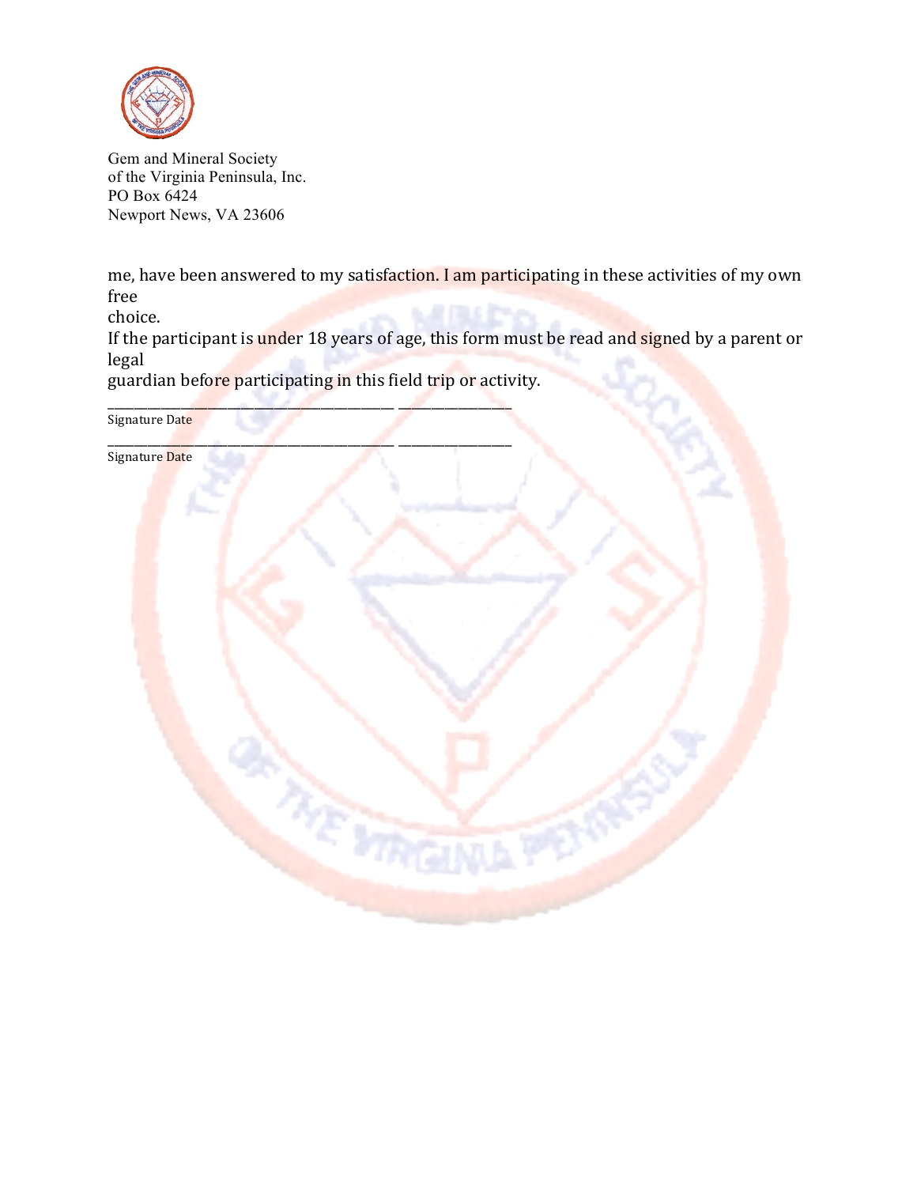Gem and Mineral Society
of the Virginia Peninsula, Inc.
PO Box 6424
Newport News, VA 23606

me, have been answered to my satisfaction. I am participating in these activities of my own free
choice.
If the participant is under 18 years of age, this form must be read and signed by a parent or legal
guardian before participating in this field trip or activity.

\_\_\_\_\_\_\_\_\_\_\_\_\_\_\_\_\_\_\_\_\_\_\_\_\_\_\_\_\_\_\_\_\_\_\_\_\_\_\_\_\_\_\_\_\_\_\_\_\_\_\_\_\_\_\_\_\_\_\_\_\_\_ \_\_\_\_\_\_\_\_\_\_\_\_\_\_\_\_\_\_\_\_\_\_\_\_\_\_
Signature Date

\_\_\_\_\_\_\_\_\_\_\_\_\_\_\_\_\_\_\_\_\_\_\_\_\_\_\_\_\_\_\_\_\_\_\_\_\_\_\_\_\_\_\_\_\_\_\_\_\_\_\_\_\_\_\_\_\_\_\_\_\_\_ \_\_\_\_\_\_\_\_\_\_\_\_\_\_\_\_\_\_\_\_\_\_\_\_\_\_
Signature Date